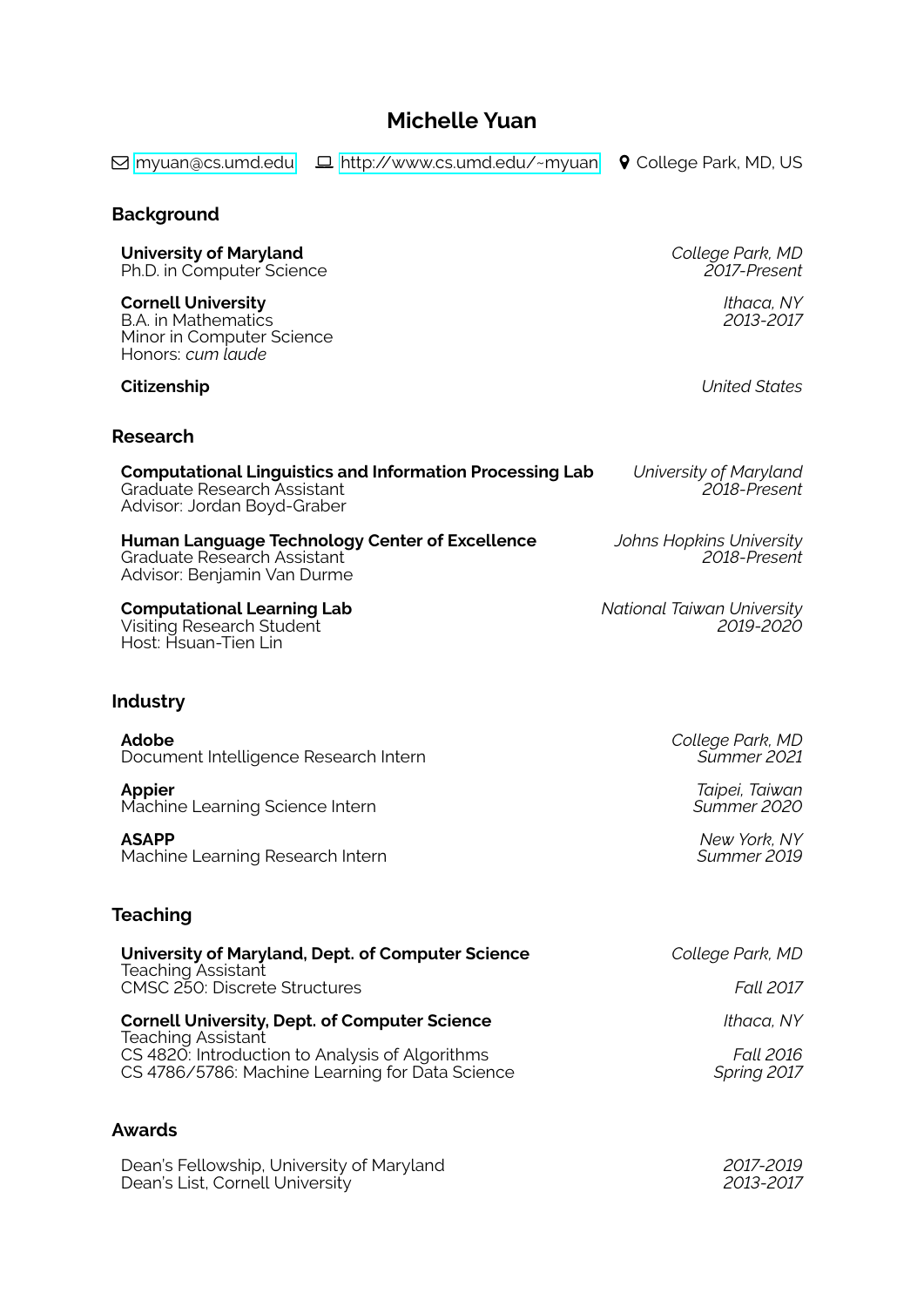# Michelle Yuan

myuan@cs.umd.edu | http://www.cs.umd.edu/~myuan | College Park, MD, US

## Background

**University of Maryland** — *College Park, MD*
Ph.D. in Computer Science — *2017-Present*

**Cornell University** — *Ithaca, NY*
B.A. in Mathematics — *2013-2017*
Minor in Computer Science
Honors: *cum laude*

**Citizenship** — *United States*

## Research

**Computational Linguistics and Information Processing Lab** — *University of Maryland*
Graduate Research Assistant — *2018-Present*
Advisor: Jordan Boyd-Graber

**Human Language Technology Center of Excellence** — *Johns Hopkins University*
Graduate Research Assistant — *2018-Present*
Advisor: Benjamin Van Durme

**Computational Learning Lab** — *National Taiwan University*
Visiting Research Student — *2019-2020*
Host: Hsuan-Tien Lin

## Industry

**Adobe** — *College Park, MD*
Document Intelligence Research Intern — *Summer 2021*

**Appier** — *Taipei, Taiwan*
Machine Learning Science Intern — *Summer 2020*

**ASAPP** — *New York, NY*
Machine Learning Research Intern — *Summer 2019*

## Teaching

**University of Maryland, Dept. of Computer Science** — *College Park, MD*
Teaching Assistant
CMSC 250: Discrete Structures — *Fall 2017*

**Cornell University, Dept. of Computer Science** — *Ithaca, NY*
Teaching Assistant
CS 4820: Introduction to Analysis of Algorithms — *Fall 2016*
CS 4786/5786: Machine Learning for Data Science — *Spring 2017*

## Awards

Dean's Fellowship, University of Maryland — *2017-2019*
Dean's List, Cornell University — *2013-2017*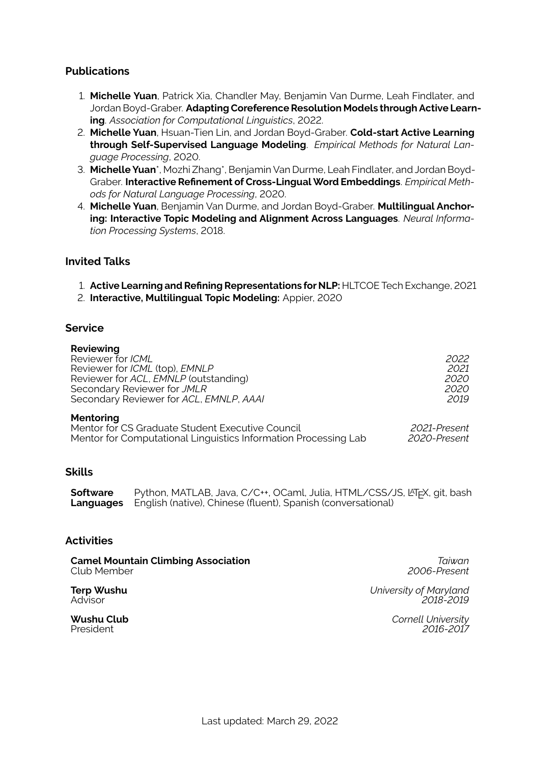## Publications

1. **Michelle Yuan**, Patrick Xia, Chandler May, Benjamin Van Durme, Leah Findlater, and Jordan Boyd-Graber. **Adapting Coreference Resolution Models through Active Learning**. *Association for Computational Linguistics*, 2022.
2. **Michelle Yuan**, Hsuan-Tien Lin, and Jordan Boyd-Graber. **Cold-start Active Learning through Self-Supervised Language Modeling**. *Empirical Methods for Natural Language Processing*, 2020.
3. **Michelle Yuan***, Mozhi Zhang*, Benjamin Van Durme, Leah Findlater, and Jordan Boyd-Graber. **Interactive Refinement of Cross-Lingual Word Embeddings**. *Empirical Methods for Natural Language Processing*, 2020.
4. **Michelle Yuan**, Benjamin Van Durme, and Jordan Boyd-Graber. **Multilingual Anchoring: Interactive Topic Modeling and Alignment Across Languages**. *Neural Information Processing Systems*, 2018.

## Invited Talks

1. **Active Learning and Refining Representations for NLP:** HLTCOE Tech Exchange, 2021
2. **Interactive, Multilingual Topic Modeling:** Appier, 2020

## Service

**Reviewing**

| | |
|---|---|
| Reviewer for *ICML* | *2022* |
| Reviewer for *ICML* (top), *EMNLP* | *2021* |
| Reviewer for *ACL*, *EMNLP* (outstanding) | *2020* |
| Secondary Reviewer for *JMLR* | *2020* |
| Secondary Reviewer for *ACL*, *EMNLP*, *AAAI* | *2019* |

**Mentoring**

| | |
|---|---|
| Mentor for CS Graduate Student Executive Council | *2021-Present* |
| Mentor for Computational Linguistics Information Processing Lab | *2020-Present* |

## Skills

| | |
|---|---|
| **Software** | Python, MATLAB, Java, C/C++, OCaml, Julia, HTML/CSS/JS, LaTeX, git, bash |
| **Languages** | English (native), Chinese (fluent), Spanish (conversational) |

## Activities

**Camel Mountain Climbing Association** — *Taiwan*
Club Member — *2006-Present*

**Terp Wushu** — *University of Maryland*
Advisor — *2018-2019*

**Wushu Club** — *Cornell University*
President — *2016-2017*

Last updated: March 29, 2022